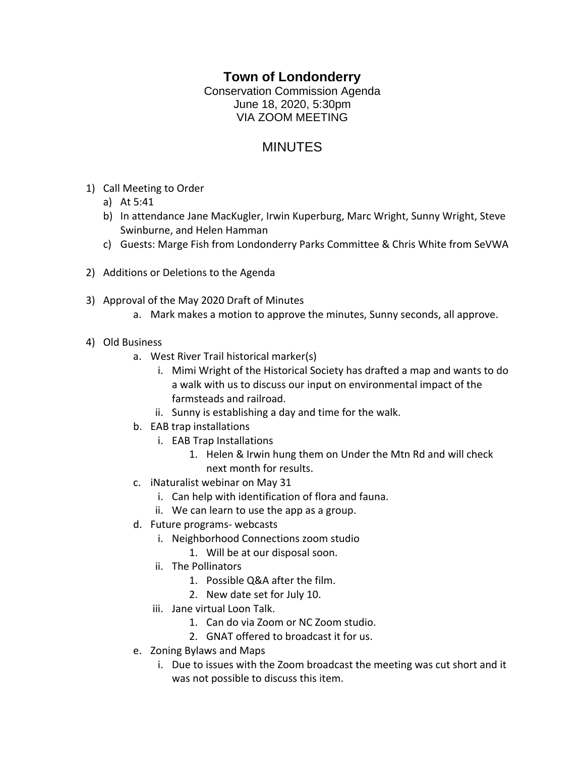# Town of Londonderry

Conservation Commission Agenda
June 18, 2020, 5:30pm
VIA ZOOM MEETING

## MINUTES

1) Call Meeting to Order
   a) At 5:41
   b) In attendance Jane MacKugler, Irwin Kuperburg, Marc Wright, Sunny Wright, Steve Swinburne, and Helen Hamman
   c) Guests: Marge Fish from Londonderry Parks Committee & Chris White from SeVWA

2) Additions or Deletions to the Agenda

3) Approval of the May 2020 Draft of Minutes
   a. Mark makes a motion to approve the minutes, Sunny seconds, all approve.

4) Old Business
   a. West River Trail historical marker(s)
      i. Mimi Wright of the Historical Society has drafted a map and wants to do a walk with us to discuss our input on environmental impact of the farmsteads and railroad.
      ii. Sunny is establishing a day and time for the walk.
   b. EAB trap installations
      i. EAB Trap Installations
         1. Helen & Irwin hung them on Under the Mtn Rd and will check next month for results.
   c. iNaturalist webinar on May 31
      i. Can help with identification of flora and fauna.
      ii. We can learn to use the app as a group.
   d. Future programs- webcasts
      i. Neighborhood Connections zoom studio
         1. Will be at our disposal soon.
      ii. The Pollinators
         1. Possible Q&A after the film.
         2. New date set for July 10.
      iii. Jane virtual Loon Talk.
         1. Can do via Zoom or NC Zoom studio.
         2. GNAT offered to broadcast it for us.
   e. Zoning Bylaws and Maps
      i. Due to issues with the Zoom broadcast the meeting was cut short and it was not possible to discuss this item.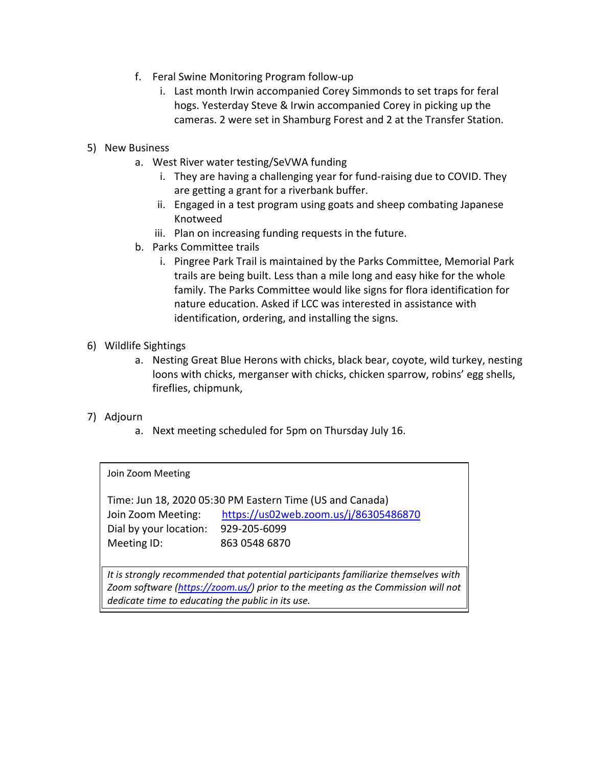f. Feral Swine Monitoring Program follow-up
    i. Last month Irwin accompanied Corey Simmonds to set traps for feral hogs. Yesterday Steve & Irwin accompanied Corey in picking up the cameras. 2 were set in Shamburg Forest and 2 at the Transfer Station.

5) New Business
    a. West River water testing/SeVWA funding
        i. They are having a challenging year for fund-raising due to COVID. They are getting a grant for a riverbank buffer.
        ii. Engaged in a test program using goats and sheep combating Japanese Knotweed
        iii. Plan on increasing funding requests in the future.
    b. Parks Committee trails
        i. Pingree Park Trail is maintained by the Parks Committee, Memorial Park trails are being built. Less than a mile long and easy hike for the whole family. The Parks Committee would like signs for flora identification for nature education. Asked if LCC was interested in assistance with identification, ordering, and installing the signs.

6) Wildlife Sightings
    a. Nesting Great Blue Herons with chicks, black bear, coyote, wild turkey, nesting loons with chicks, merganser with chicks, chicken sparrow, robins' egg shells, fireflies, chipmunk,

7) Adjourn
    a. Next meeting scheduled for 5pm on Thursday July 16.

Join Zoom Meeting

Time: Jun 18, 2020 05:30 PM Eastern Time (US and Canada)
Join Zoom Meeting: https://us02web.zoom.us/j/86305486870
Dial by your location: 929-205-6099
Meeting ID: 863 0548 6870

*It is strongly recommended that potential participants familiarize themselves with Zoom software (https://zoom.us/) prior to the meeting as the Commission will not dedicate time to educating the public in its use.*